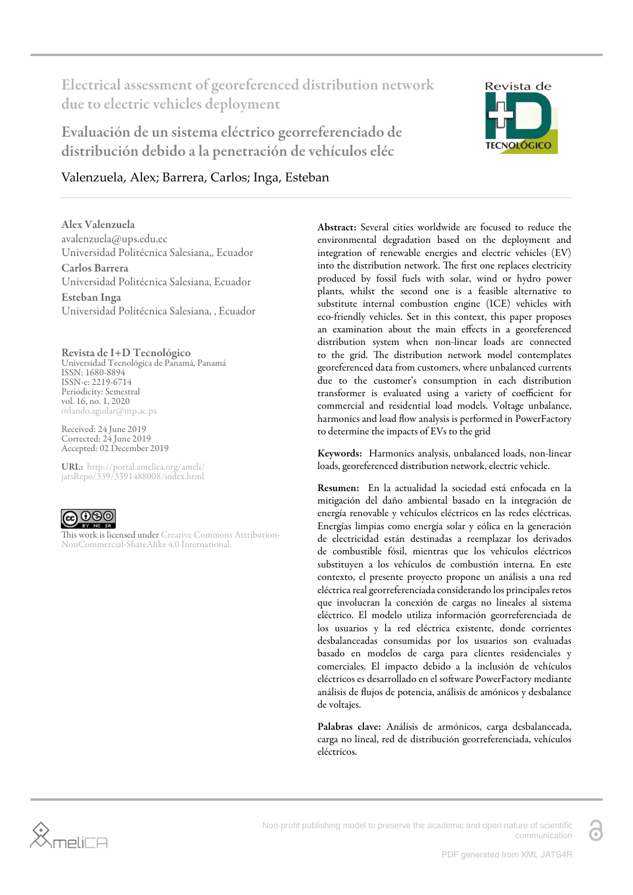# Electrical assessment of georeferenced distribution network due to electric vehicles deployment

## Evaluación de un sistema eléctrico georreferenciado de distribución debido a la penetración de vehículos eléc

Valenzuela, Alex; Barrera, Carlos; Inga, Esteban

**Alex Valenzuela**
avalenzuela@ups.edu.ec
Universidad Politécnica Salesiana,, Ecuador

**Carlos Barrera**
Universidad Politécnica Salesiana, Ecuador

**Esteban Inga**
Universidad Politécnica Salesiana, , Ecuador

**Revista de I+D Tecnológico**
Universidad Tecnológica de Panamá, Panamá
ISSN: 1680-8894
ISSN-e: 2219-6714
Periodicity: Semestral
vol. 16, no. 1, 2020
orlando.aguilar@utp.ac.pa

Received: 24 June 2019
Corrected: 24 June 2019
Accepted: 02 December 2019

**URL:** http://portal.amelica.org/ameli/jatsRepo/339/3391488008/index.html

This work is licensed under Creative Commons Attribution-NonCommercial-ShareAlike 4.0 International.

**Abstract:** Several cities worldwide are focused to reduce the environmental degradation based on the deployment and integration of renewable energies and electric vehicles (EV) into the distribution network. The first one replaces electricity produced by fossil fuels with solar, wind or hydro power plants, whilst the second one is a feasible alternative to substitute internal combustion engine (ICE) vehicles with eco-friendly vehicles. Set in this context, this paper proposes an examination about the main effects in a georeferenced distribution system when non-linear loads are connected to the grid. The distribution network model contemplates georeferenced data from customers, where unbalanced currents due to the customer's consumption in each distribution transformer is evaluated using a variety of coefficient for commercial and residential load models. Voltage unbalance, harmonics and load flow analysis is performed in PowerFactory to determine the impacts of EVs to the grid

**Keywords:** Harmonics analysis, unbalanced loads, non-linear loads, georeferenced distribution network, electric vehicle.

**Resumen:** En la actualidad la sociedad está enfocada en la mitigación del daño ambiental basado en la integración de energía renovable y vehículos eléctricos en las redes eléctricas. Energías limpias como energía solar y eólica en la generación de electricidad están destinadas a reemplazar los derivados de combustible fósil, mientras que los vehículos eléctricos substituyen a los vehículos de combustión interna. En este contexto, el presente proyecto propone un análisis a una red eléctrica real georreferenciada considerando los principales retos que involucran la conexión de cargas no lineales al sistema eléctrico. El modelo utiliza información georreferenciada de los usuarios y la red eléctrica existente, donde corrientes desbalanceadas consumidas por los usuarios son evaluadas basado en modelos de carga para clientes residenciales y comerciales. El impacto debido a la inclusión de vehículos eléctricos es desarrollado en el software PowerFactory mediante análisis de flujos de potencia, análisis de amónicos y desbalance de voltajes.

**Palabras clave:** Análisis de armónicos, carga desbalanceada, carga no lineal, red de distribución georreferenciada, vehículos eléctricos.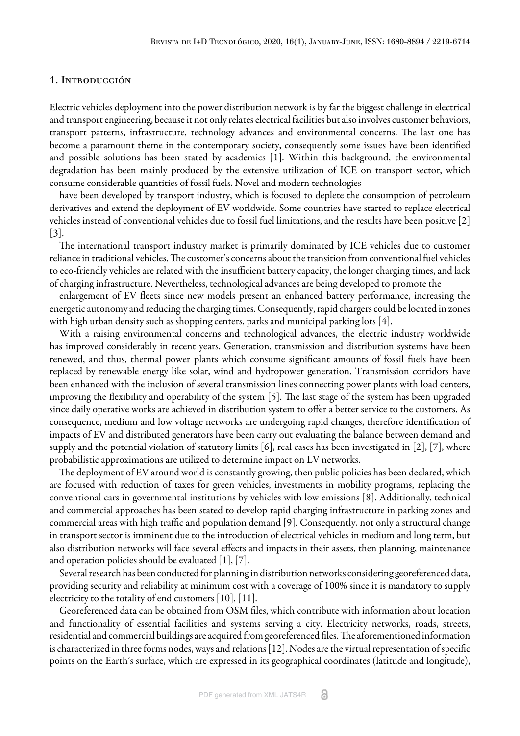## 1. Introducción

Electric vehicles deployment into the power distribution network is by far the biggest challenge in electrical and transport engineering, because it not only relates electrical facilities but also involves customer behaviors, transport patterns, infrastructure, technology advances and environmental concerns. The last one has become a paramount theme in the contemporary society, consequently some issues have been identified and possible solutions has been stated by academics [1]. Within this background, the environmental degradation has been mainly produced by the extensive utilization of ICE on transport sector, which consume considerable quantities of fossil fuels. Novel and modern technologies have been developed by transport industry, which is focused to deplete the consumption of petroleum derivatives and extend the deployment of EV worldwide. Some countries have started to replace electrical vehicles instead of conventional vehicles due to fossil fuel limitations, and the results have been positive [2] [3].

The international transport industry market is primarily dominated by ICE vehicles due to customer reliance in traditional vehicles. The customer's concerns about the transition from conventional fuel vehicles to eco-friendly vehicles are related with the insufficient battery capacity, the longer charging times, and lack of charging infrastructure. Nevertheless, technological advances are being developed to promote the enlargement of EV fleets since new models present an enhanced battery performance, increasing the energetic autonomy and reducing the charging times. Consequently, rapid chargers could be located in zones with high urban density such as shopping centers, parks and municipal parking lots [4].

With a raising environmental concerns and technological advances, the electric industry worldwide has improved considerably in recent years. Generation, transmission and distribution systems have been renewed, and thus, thermal power plants which consume significant amounts of fossil fuels have been replaced by renewable energy like solar, wind and hydropower generation. Transmission corridors have been enhanced with the inclusion of several transmission lines connecting power plants with load centers, improving the flexibility and operability of the system [5]. The last stage of the system has been upgraded since daily operative works are achieved in distribution system to offer a better service to the customers. As consequence, medium and low voltage networks are undergoing rapid changes, therefore identification of impacts of EV and distributed generators have been carry out evaluating the balance between demand and supply and the potential violation of statutory limits [6], real cases has been investigated in [2], [7], where probabilistic approximations are utilized to determine impact on LV networks.

The deployment of EV around world is constantly growing, then public policies has been declared, which are focused with reduction of taxes for green vehicles, investments in mobility programs, replacing the conventional cars in governmental institutions by vehicles with low emissions [8]. Additionally, technical and commercial approaches has been stated to develop rapid charging infrastructure in parking zones and commercial areas with high traffic and population demand [9]. Consequently, not only a structural change in transport sector is imminent due to the introduction of electrical vehicles in medium and long term, but also distribution networks will face several effects and impacts in their assets, then planning, maintenance and operation policies should be evaluated [1], [7].

Several research has been conducted for planning in distribution networks considering georeferenced data, providing security and reliability at minimum cost with a coverage of 100% since it is mandatory to supply electricity to the totality of end customers [10], [11].

Georeferenced data can be obtained from OSM files, which contribute with information about location and functionality of essential facilities and systems serving a city. Electricity networks, roads, streets, residential and commercial buildings are acquired from georeferenced files. The aforementioned information is characterized in three forms nodes, ways and relations [12]. Nodes are the virtual representation of specific points on the Earth's surface, which are expressed in its geographical coordinates (latitude and longitude),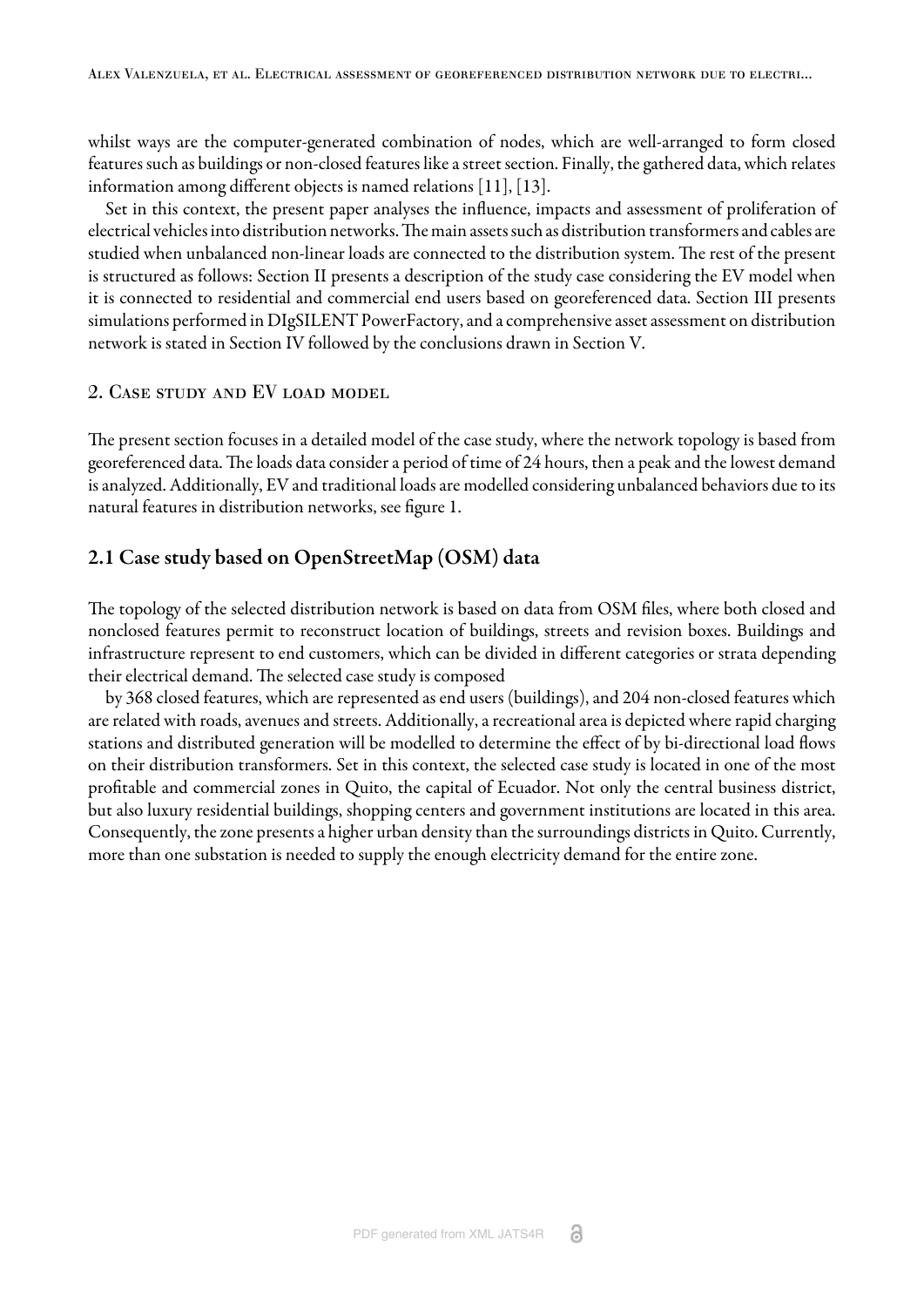whilst ways are the computer-generated combination of nodes, which are well-arranged to form closed features such as buildings or non-closed features like a street section. Finally, the gathered data, which relates information among different objects is named relations [11], [13].

Set in this context, the present paper analyses the influence, impacts and assessment of proliferation of electrical vehicles into distribution networks. The main assets such as distribution transformers and cables are studied when unbalanced non-linear loads are connected to the distribution system. The rest of the present is structured as follows: Section II presents a description of the study case considering the EV model when it is connected to residential and commercial end users based on georeferenced data. Section III presents simulations performed in DIgSILENT PowerFactory, and a comprehensive asset assessment on distribution network is stated in Section IV followed by the conclusions drawn in Section V.

## 2. Case study and EV load model

The present section focuses in a detailed model of the case study, where the network topology is based from georeferenced data. The loads data consider a period of time of 24 hours, then a peak and the lowest demand is analyzed. Additionally, EV and traditional loads are modelled considering unbalanced behaviors due to its natural features in distribution networks, see figure 1.

### 2.1 Case study based on OpenStreetMap (OSM) data

The topology of the selected distribution network is based on data from OSM files, where both closed and nonclosed features permit to reconstruct location of buildings, streets and revision boxes. Buildings and infrastructure represent to end customers, which can be divided in different categories or strata depending their electrical demand. The selected case study is composed

by 368 closed features, which are represented as end users (buildings), and 204 non-closed features which are related with roads, avenues and streets. Additionally, a recreational area is depicted where rapid charging stations and distributed generation will be modelled to determine the effect of by bi-directional load flows on their distribution transformers. Set in this context, the selected case study is located in one of the most profitable and commercial zones in Quito, the capital of Ecuador. Not only the central business district, but also luxury residential buildings, shopping centers and government institutions are located in this area. Consequently, the zone presents a higher urban density than the surroundings districts in Quito. Currently, more than one substation is needed to supply the enough electricity demand for the entire zone.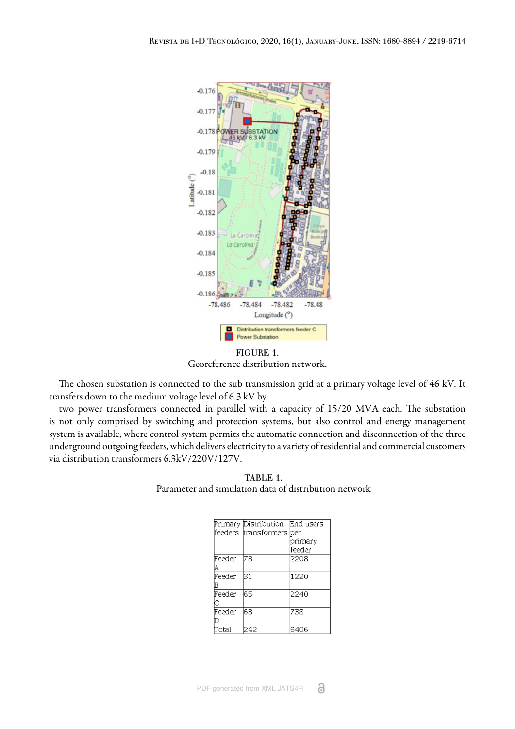FIGURE 1.
Georeference distribution network.

The chosen substation is connected to the sub transmission grid at a primary voltage level of 46 kV. It transfers down to the medium voltage level of 6.3 kV by

two power transformers connected in parallel with a capacity of 15/20 MVA each. The substation is not only comprised by switching and protection systems, but also control and energy management system is available, where control system permits the automatic connection and disconnection of the three underground outgoing feeders, which delivers electricity to a variety of residential and commercial customers via distribution transformers 6.3kV/220V/127V.

TABLE 1.
Parameter and simulation data of distribution network

| Primary feeders | Distribution transformers | End users per primary feeder |
|---|---|---|
| Feeder A | 78 | 2208 |
| Feeder B | 31 | 1220 |
| Feeder C | 65 | 2240 |
| Feeder D | 68 | 738 |
| Total | 242 | 6406 |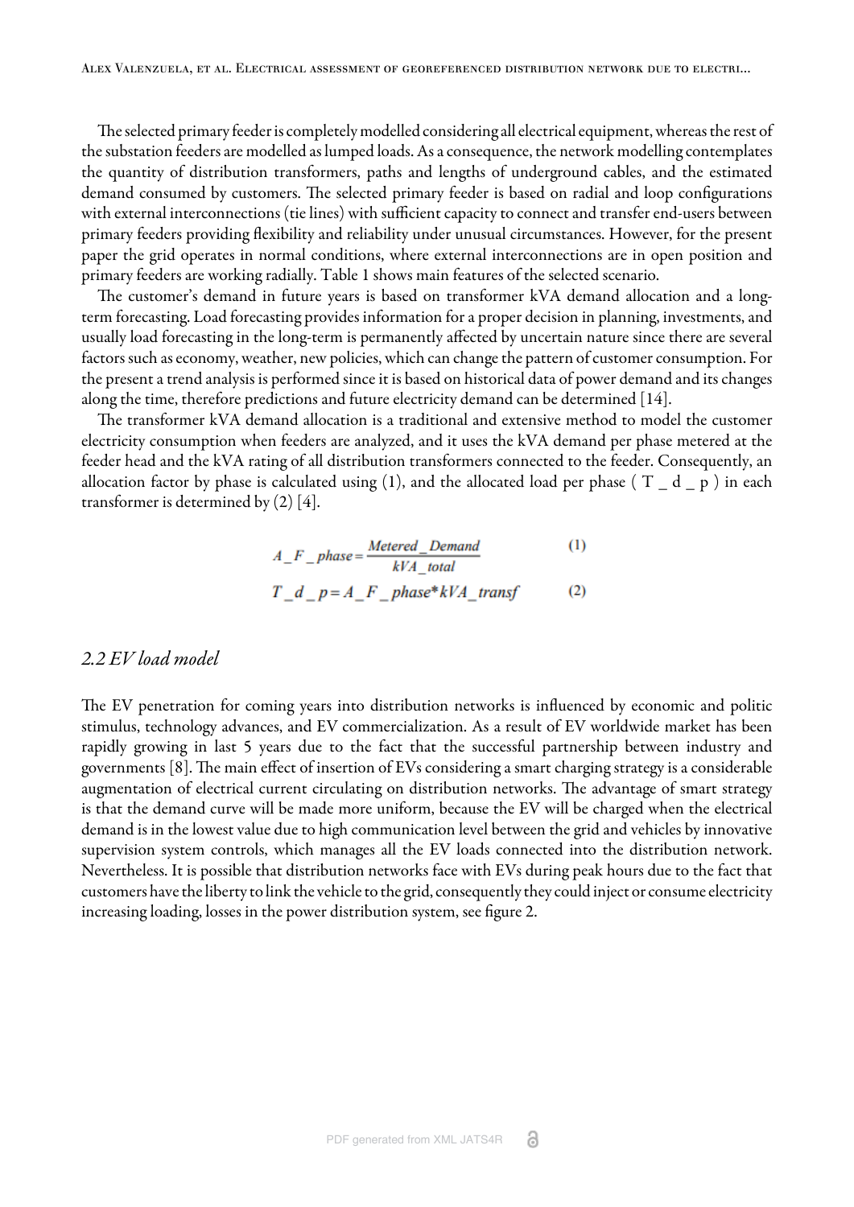The selected primary feeder is completely modelled considering all electrical equipment, whereas the rest of the substation feeders are modelled as lumped loads. As a consequence, the network modelling contemplates the quantity of distribution transformers, paths and lengths of underground cables, and the estimated demand consumed by customers. The selected primary feeder is based on radial and loop configurations with external interconnections (tie lines) with sufficient capacity to connect and transfer end-users between primary feeders providing flexibility and reliability under unusual circumstances. However, for the present paper the grid operates in normal conditions, where external interconnections are in open position and primary feeders are working radially. Table 1 shows main features of the selected scenario.

The customer's demand in future years is based on transformer kVA demand allocation and a long-term forecasting. Load forecasting provides information for a proper decision in planning, investments, and usually load forecasting in the long-term is permanently affected by uncertain nature since there are several factors such as economy, weather, new policies, which can change the pattern of customer consumption. For the present a trend analysis is performed since it is based on historical data of power demand and its changes along the time, therefore predictions and future electricity demand can be determined [14].

The transformer kVA demand allocation is a traditional and extensive method to model the customer electricity consumption when feeders are analyzed, and it uses the kVA demand per phase metered at the feeder head and the kVA rating of all distribution transformers connected to the feeder. Consequently, an allocation factor by phase is calculated using (1), and the allocated load per phase ( T _ d _ p ) in each transformer is determined by (2) [4].

$$A\_F\_phase = \frac{Metered\_Demand}{kVA\_total} \quad (1)$$

$$T\_d\_p = A\_F\_phase * kVA\_transf \quad (2)$$

## *2.2 EV load model*

The EV penetration for coming years into distribution networks is influenced by economic and politic stimulus, technology advances, and EV commercialization. As a result of EV worldwide market has been rapidly growing in last 5 years due to the fact that the successful partnership between industry and governments [8]. The main effect of insertion of EVs considering a smart charging strategy is a considerable augmentation of electrical current circulating on distribution networks. The advantage of smart strategy is that the demand curve will be made more uniform, because the EV will be charged when the electrical demand is in the lowest value due to high communication level between the grid and vehicles by innovative supervision system controls, which manages all the EV loads connected into the distribution network. Nevertheless. It is possible that distribution networks face with EVs during peak hours due to the fact that customers have the liberty to link the vehicle to the grid, consequently they could inject or consume electricity increasing loading, losses in the power distribution system, see figure 2.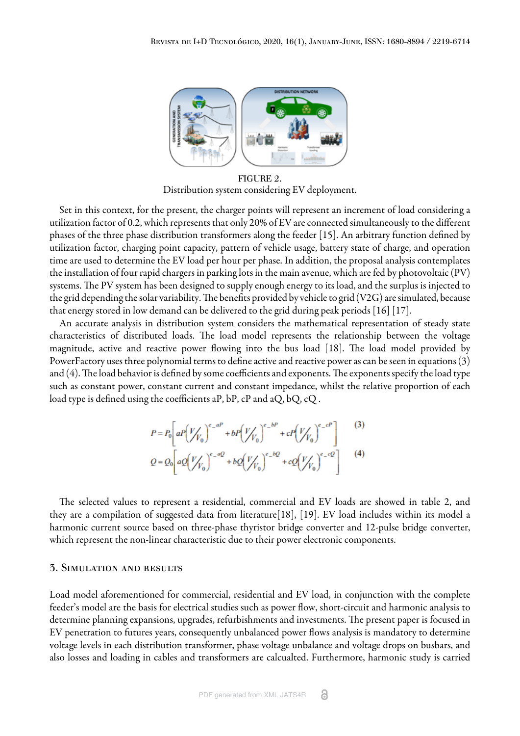FIGURE 2.
Distribution system considering EV deployment.

Set in this context, for the present, the charger points will represent an increment of load considering a utilization factor of 0.2, which represents that only 20% of EV are connected simultaneously to the different phases of the three phase distribution transformers along the feeder [15]. An arbitrary function defined by utilization factor, charging point capacity, pattern of vehicle usage, battery state of charge, and operation time are used to determine the EV load per hour per phase. In addition, the proposal analysis contemplates the installation of four rapid chargers in parking lots in the main avenue, which are fed by photovoltaic (PV) systems. The PV system has been designed to supply enough energy to its load, and the surplus is injected to the grid depending the solar variability. The benefits provided by vehicle to grid (V2G) are simulated, because that energy stored in low demand can be delivered to the grid during peak periods [16] [17].

An accurate analysis in distribution system considers the mathematical representation of steady state characteristics of distributed loads. The load model represents the relationship between the voltage magnitude, active and reactive power flowing into the bus load [18]. The load model provided by PowerFactory uses three polynomial terms to define active and reactive power as can be seen in equations (3) and (4). The load behavior is defined by some coefficients and exponents. The exponents specify the load type such as constant power, constant current and constant impedance, whilst the relative proportion of each load type is defined using the coefficients aP, bP, cP and aQ, bQ, cQ .

$$P = P_0\left[aP\left(\frac{V}{V_0}\right)^{e\_aP} + bP\left(\frac{V}{V_0}\right)^{e\_bP} + cP\left(\frac{V}{V_0}\right)^{e\_cP}\right] \quad (3)$$

$$Q = Q_0\left[aQ\left(\frac{V}{V_0}\right)^{e\_aQ} + bQ\left(\frac{V}{V_0}\right)^{e\_bQ} + cQ\left(\frac{V}{V_0}\right)^{e\_cQ}\right] \quad (4)$$

The selected values to represent a residential, commercial and EV loads are showed in table 2, and they are a compilation of suggested data from literature[18], [19]. EV load includes within its model a harmonic current source based on three-phase thyristor bridge converter and 12-pulse bridge converter, which represent the non-linear characteristic due to their power electronic components.

## 3. Simulation and results

Load model aforementioned for commercial, residential and EV load, in conjunction with the complete feeder's model are the basis for electrical studies such as power flow, short-circuit and harmonic analysis to determine planning expansions, upgrades, refurbishments and investments. The present paper is focused in EV penetration to futures years, consequently unbalanced power flows analysis is mandatory to determine voltage levels in each distribution transformer, phase voltage unbalance and voltage drops on busbars, and also losses and loading in cables and transformers are calcualted. Furthermore, harmonic study is carried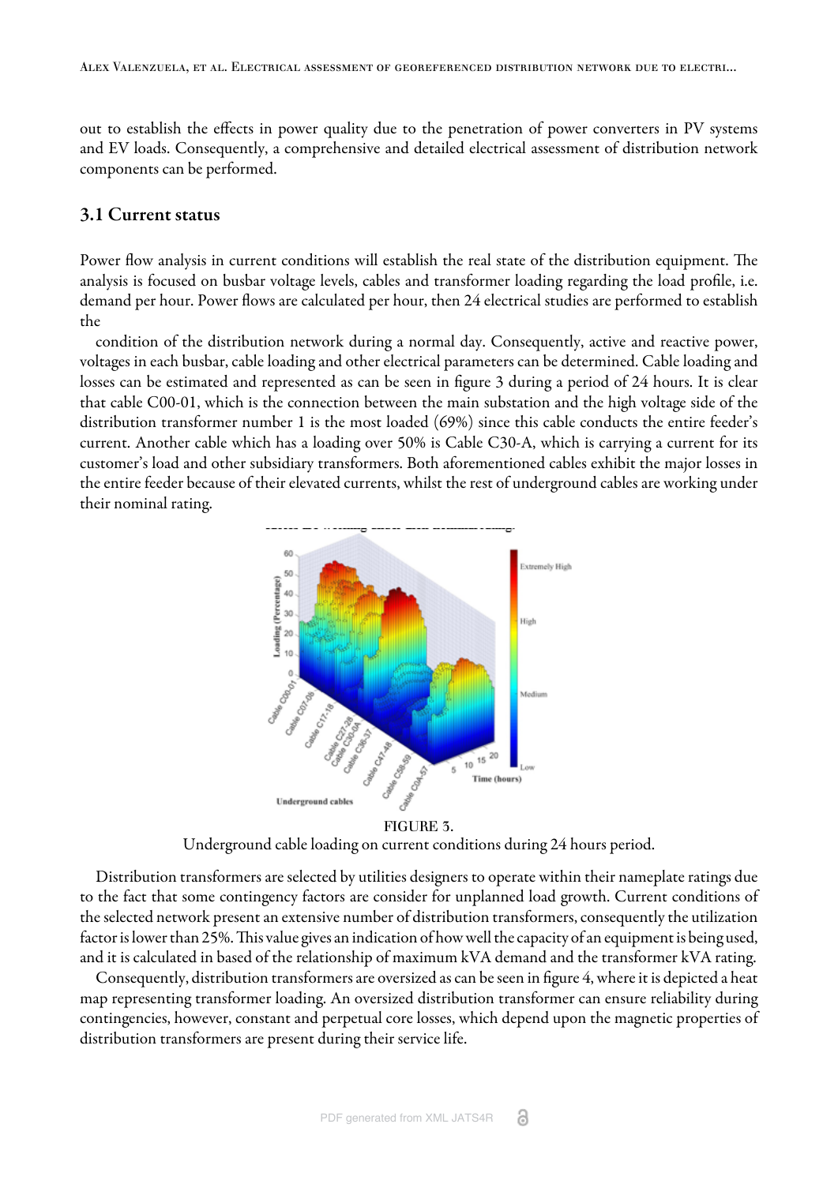out to establish the effects in power quality due to the penetration of power converters in PV systems and EV loads. Consequently, a comprehensive and detailed electrical assessment of distribution network components can be performed.

### 3.1 Current status

Power flow analysis in current conditions will establish the real state of the distribution equipment. The analysis is focused on busbar voltage levels, cables and transformer loading regarding the load profile, i.e. demand per hour. Power flows are calculated per hour, then 24 electrical studies are performed to establish the

condition of the distribution network during a normal day. Consequently, active and reactive power, voltages in each busbar, cable loading and other electrical parameters can be determined. Cable loading and losses can be estimated and represented as can be seen in figure 3 during a period of 24 hours. It is clear that cable C00-01, which is the connection between the main substation and the high voltage side of the distribution transformer number 1 is the most loaded (69%) since this cable conducts the entire feeder's current. Another cable which has a loading over 50% is Cable C30-A, which is carrying a current for its customer's load and other subsidiary transformers. Both aforementioned cables exhibit the major losses in the entire feeder because of their elevated currents, whilst the rest of underground cables are working under their nominal rating.

FIGURE 3.
Underground cable loading on current conditions during 24 hours period.

Distribution transformers are selected by utilities designers to operate within their nameplate ratings due to the fact that some contingency factors are consider for unplanned load growth. Current conditions of the selected network present an extensive number of distribution transformers, consequently the utilization factor is lower than 25%. This value gives an indication of how well the capacity of an equipment is being used, and it is calculated in based of the relationship of maximum kVA demand and the transformer kVA rating.

Consequently, distribution transformers are oversized as can be seen in figure 4, where it is depicted a heat map representing transformer loading. An oversized distribution transformer can ensure reliability during contingencies, however, constant and perpetual core losses, which depend upon the magnetic properties of distribution transformers are present during their service life.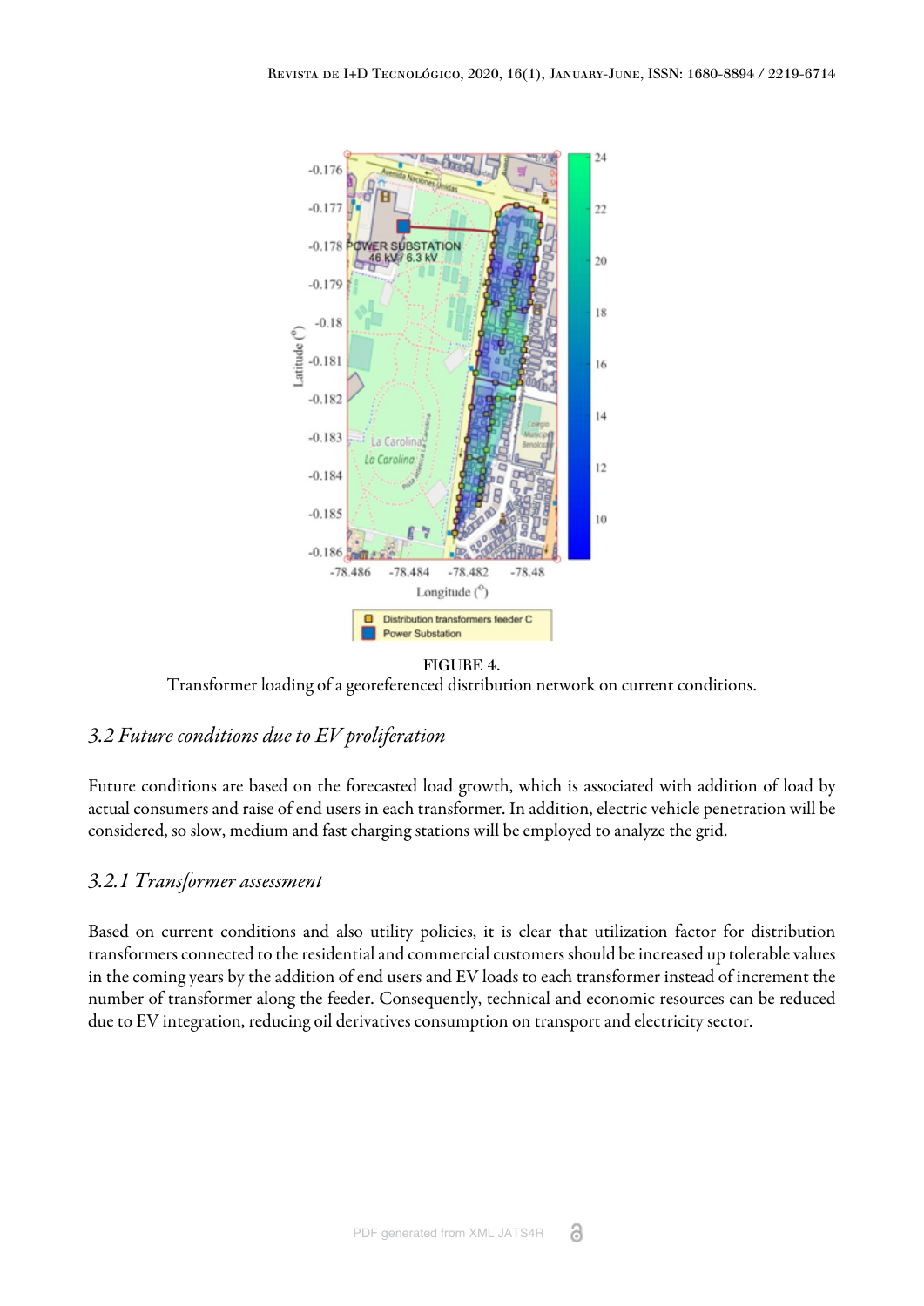FIGURE 4.
Transformer loading of a georeferenced distribution network on current conditions.

## *3.2 Future conditions due to EV proliferation*

Future conditions are based on the forecasted load growth, which is associated with addition of load by actual consumers and raise of end users in each transformer. In addition, electric vehicle penetration will be considered, so slow, medium and fast charging stations will be employed to analyze the grid.

### *3.2.1 Transformer assessment*

Based on current conditions and also utility policies, it is clear that utilization factor for distribution transformers connected to the residential and commercial customers should be increased up tolerable values in the coming years by the addition of end users and EV loads to each transformer instead of increment the number of transformer along the feeder. Consequently, technical and economic resources can be reduced due to EV integration, reducing oil derivatives consumption on transport and electricity sector.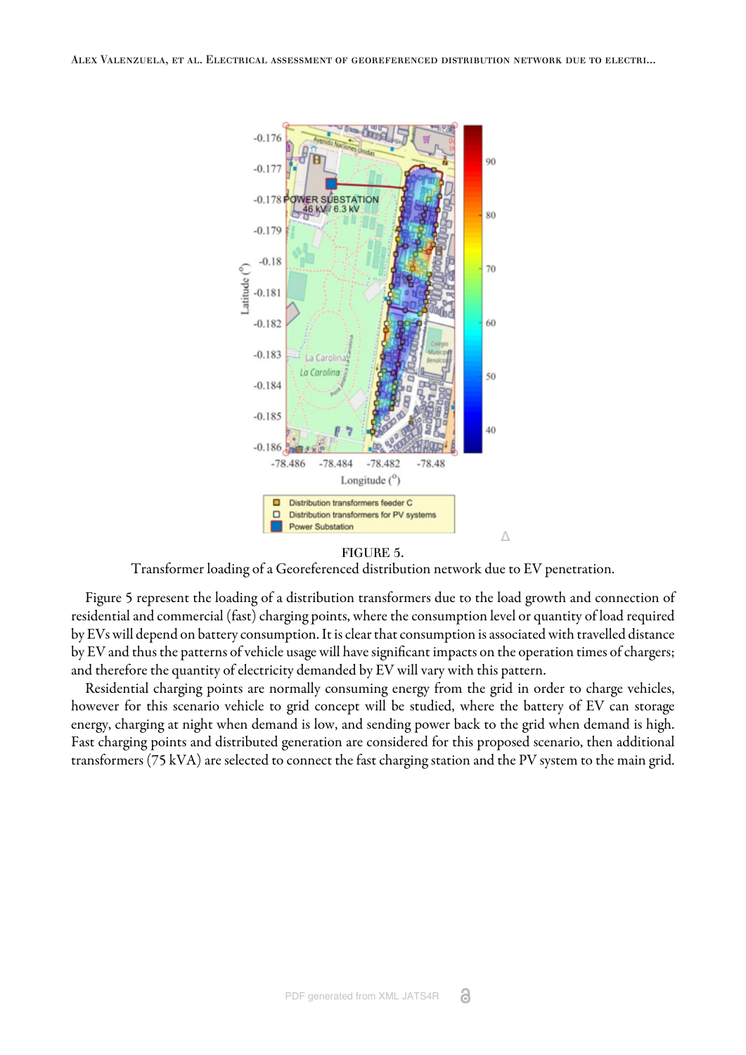FIGURE 5.

Transformer loading of a Georeferenced distribution network due to EV penetration.

Figure 5 represent the loading of a distribution transformers due to the load growth and connection of residential and commercial (fast) charging points, where the consumption level or quantity of load required by EVs will depend on battery consumption. It is clear that consumption is associated with travelled distance by EV and thus the patterns of vehicle usage will have significant impacts on the operation times of chargers; and therefore the quantity of electricity demanded by EV will vary with this pattern.

Residential charging points are normally consuming energy from the grid in order to charge vehicles, however for this scenario vehicle to grid concept will be studied, where the battery of EV can storage energy, charging at night when demand is low, and sending power back to the grid when demand is high. Fast charging points and distributed generation are considered for this proposed scenario, then additional transformers (75 kVA) are selected to connect the fast charging station and the PV system to the main grid.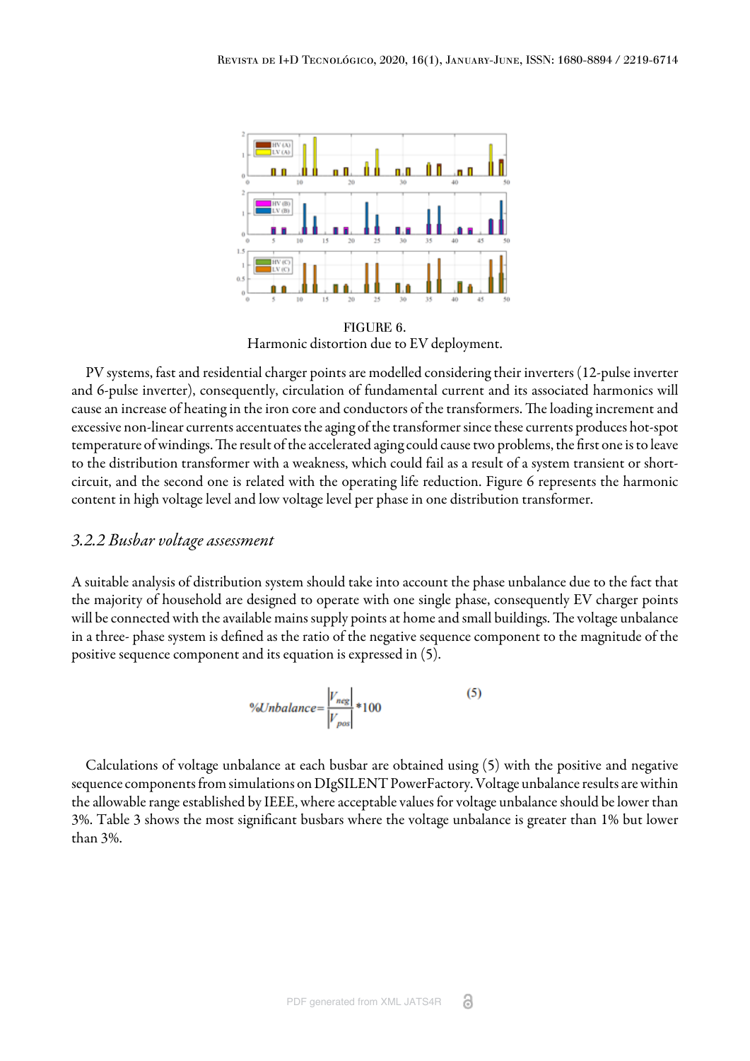FIGURE 6.
Harmonic distortion due to EV deployment.

PV systems, fast and residential charger points are modelled considering their inverters (12-pulse inverter and 6-pulse inverter), consequently, circulation of fundamental current and its associated harmonics will cause an increase of heating in the iron core and conductors of the transformers. The loading increment and excessive non-linear currents accentuates the aging of the transformer since these currents produces hot-spot temperature of windings. The result of the accelerated aging could cause two problems, the first one is to leave to the distribution transformer with a weakness, which could fail as a result of a system transient or short-circuit, and the second one is related with the operating life reduction. Figure 6 represents the harmonic content in high voltage level and low voltage level per phase in one distribution transformer.

### *3.2.2 Busbar voltage assessment*

A suitable analysis of distribution system should take into account the phase unbalance due to the fact that the majority of household are designed to operate with one single phase, consequently EV charger points will be connected with the available mains supply points at home and small buildings. The voltage unbalance in a three- phase system is defined as the ratio of the negative sequence component to the magnitude of the positive sequence component and its equation is expressed in (5).

$$\%Unbalance=\frac{|V_{neg}|}{|V_{pos}|}*100 \tag{5}$$

Calculations of voltage unbalance at each busbar are obtained using (5) with the positive and negative sequence components from simulations on DIgSILENT PowerFactory. Voltage unbalance results are within the allowable range established by IEEE, where acceptable values for voltage unbalance should be lower than 3%. Table 3 shows the most significant busbars where the voltage unbalance is greater than 1% but lower than 3%.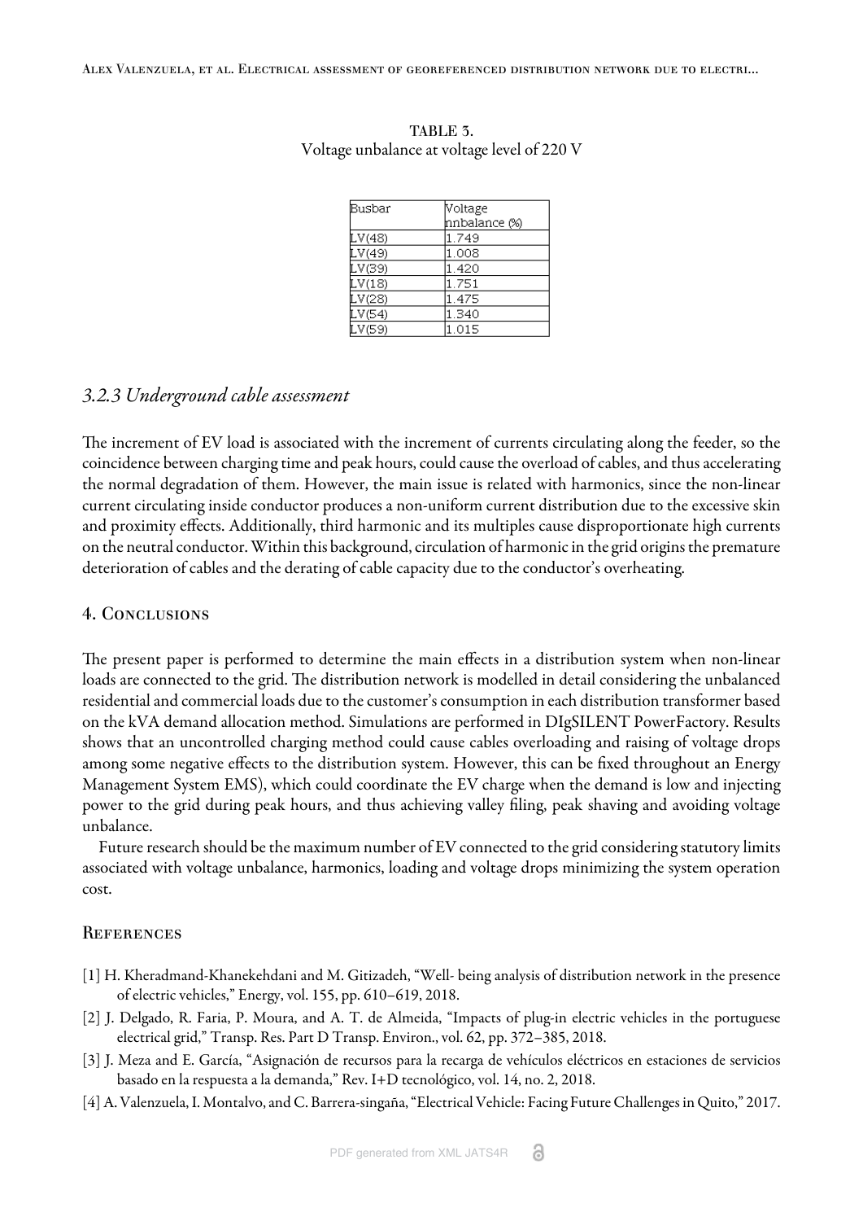TABLE 3.
Voltage unbalance at voltage level of 220 V

| Busbar | Voltage nnbalance (%) |
| --- | --- |
| LV(48) | 1.749 |
| LV(49) | 1.008 |
| LV(39) | 1.420 |
| LV(18) | 1.751 |
| LV(28) | 1.475 |
| LV(54) | 1.340 |
| LV(59) | 1.015 |

### *3.2.3 Underground cable assessment*

The increment of EV load is associated with the increment of currents circulating along the feeder, so the coincidence between charging time and peak hours, could cause the overload of cables, and thus accelerating the normal degradation of them. However, the main issue is related with harmonics, since the non-linear current circulating inside conductor produces a non-uniform current distribution due to the excessive skin and proximity effects. Additionally, third harmonic and its multiples cause disproportionate high currents on the neutral conductor. Within this background, circulation of harmonic in the grid origins the premature deterioration of cables and the derating of cable capacity due to the conductor's overheating.

## 4. Conclusions

The present paper is performed to determine the main effects in a distribution system when non-linear loads are connected to the grid. The distribution network is modelled in detail considering the unbalanced residential and commercial loads due to the customer's consumption in each distribution transformer based on the kVA demand allocation method. Simulations are performed in DIgSILENT PowerFactory. Results shows that an uncontrolled charging method could cause cables overloading and raising of voltage drops among some negative effects to the distribution system. However, this can be fixed throughout an Energy Management System EMS), which could coordinate the EV charge when the demand is low and injecting power to the grid during peak hours, and thus achieving valley filing, peak shaving and avoiding voltage unbalance.

Future research should be the maximum number of EV connected to the grid considering statutory limits associated with voltage unbalance, harmonics, loading and voltage drops minimizing the system operation cost.

## References

[1] H. Kheradmand-Khanekehdani and M. Gitizadeh, "Well- being analysis of distribution network in the presence of electric vehicles," Energy, vol. 155, pp. 610–619, 2018.

[2] J. Delgado, R. Faria, P. Moura, and A. T. de Almeida, "Impacts of plug-in electric vehicles in the portuguese electrical grid," Transp. Res. Part D Transp. Environ., vol. 62, pp. 372–385, 2018.

[3] J. Meza and E. García, "Asignación de recursos para la recarga de vehículos eléctricos en estaciones de servicios basado en la respuesta a la demanda," Rev. I+D tecnológico, vol. 14, no. 2, 2018.

[4] A. Valenzuela, I. Montalvo, and C. Barrera-singaña, "Electrical Vehicle: Facing Future Challenges in Quito," 2017.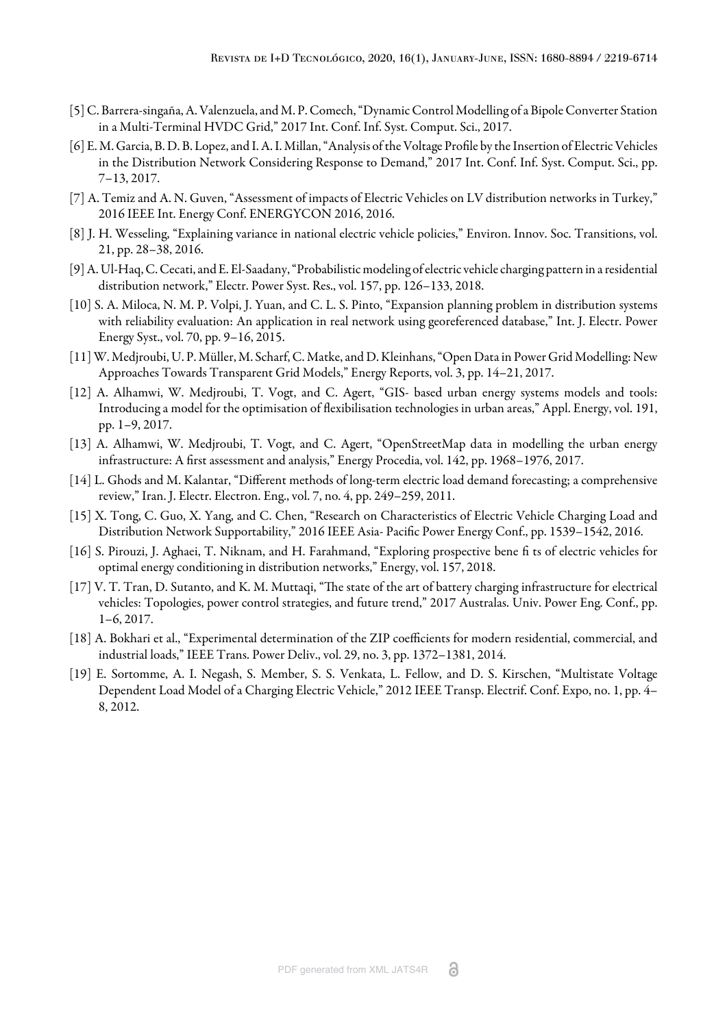[5] C. Barrera-singaña, A. Valenzuela, and M. P. Comech, "Dynamic Control Modelling of a Bipole Converter Station in a Multi-Terminal HVDC Grid," 2017 Int. Conf. Inf. Syst. Comput. Sci., 2017.

[6] E. M. Garcia, B. D. B. Lopez, and I. A. I. Millan, "Analysis of the Voltage Profile by the Insertion of Electric Vehicles in the Distribution Network Considering Response to Demand," 2017 Int. Conf. Inf. Syst. Comput. Sci., pp. 7–13, 2017.

[7] A. Temiz and A. N. Guven, "Assessment of impacts of Electric Vehicles on LV distribution networks in Turkey," 2016 IEEE Int. Energy Conf. ENERGYCON 2016, 2016.

[8] J. H. Wesseling, "Explaining variance in national electric vehicle policies," Environ. Innov. Soc. Transitions, vol. 21, pp. 28–38, 2016.

[9] A. Ul-Haq, C. Cecati, and E. El-Saadany, "Probabilistic modeling of electric vehicle charging pattern in a residential distribution network," Electr. Power Syst. Res., vol. 157, pp. 126–133, 2018.

[10] S. A. Miloca, N. M. P. Volpi, J. Yuan, and C. L. S. Pinto, "Expansion planning problem in distribution systems with reliability evaluation: An application in real network using georeferenced database," Int. J. Electr. Power Energy Syst., vol. 70, pp. 9–16, 2015.

[11] W. Medjroubi, U. P. Müller, M. Scharf, C. Matke, and D. Kleinhans, "Open Data in Power Grid Modelling: New Approaches Towards Transparent Grid Models," Energy Reports, vol. 3, pp. 14–21, 2017.

[12] A. Alhamwi, W. Medjroubi, T. Vogt, and C. Agert, "GIS- based urban energy systems models and tools: Introducing a model for the optimisation of flexibilisation technologies in urban areas," Appl. Energy, vol. 191, pp. 1–9, 2017.

[13] A. Alhamwi, W. Medjroubi, T. Vogt, and C. Agert, "OpenStreetMap data in modelling the urban energy infrastructure: A first assessment and analysis," Energy Procedia, vol. 142, pp. 1968–1976, 2017.

[14] L. Ghods and M. Kalantar, "Different methods of long-term electric load demand forecasting; a comprehensive review," Iran. J. Electr. Electron. Eng., vol. 7, no. 4, pp. 249–259, 2011.

[15] X. Tong, C. Guo, X. Yang, and C. Chen, "Research on Characteristics of Electric Vehicle Charging Load and Distribution Network Supportability," 2016 IEEE Asia- Pacific Power Energy Conf., pp. 1539–1542, 2016.

[16] S. Pirouzi, J. Aghaei, T. Niknam, and H. Farahmand, "Exploring prospective bene fi ts of electric vehicles for optimal energy conditioning in distribution networks," Energy, vol. 157, 2018.

[17] V. T. Tran, D. Sutanto, and K. M. Muttaqi, "The state of the art of battery charging infrastructure for electrical vehicles: Topologies, power control strategies, and future trend," 2017 Australas. Univ. Power Eng. Conf., pp. 1–6, 2017.

[18] A. Bokhari et al., "Experimental determination of the ZIP coefficients for modern residential, commercial, and industrial loads," IEEE Trans. Power Deliv., vol. 29, no. 3, pp. 1372–1381, 2014.

[19] E. Sortomme, A. I. Negash, S. Member, S. S. Venkata, L. Fellow, and D. S. Kirschen, "Multistate Voltage Dependent Load Model of a Charging Electric Vehicle," 2012 IEEE Transp. Electrif. Conf. Expo, no. 1, pp. 4–8, 2012.